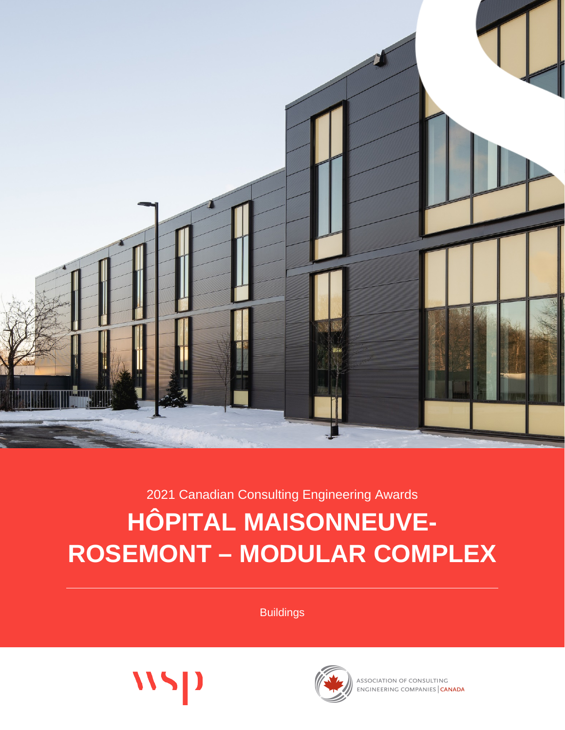2021 Canadian Consulting Engineering Awards

# HÔPITAL MAISONNEUVE-ROSEMONT – MODULAR COMPLEX

Buildings

WSP

ASSOCIATION OF CONSULTING ENGINEERING COMPANIES | CANADA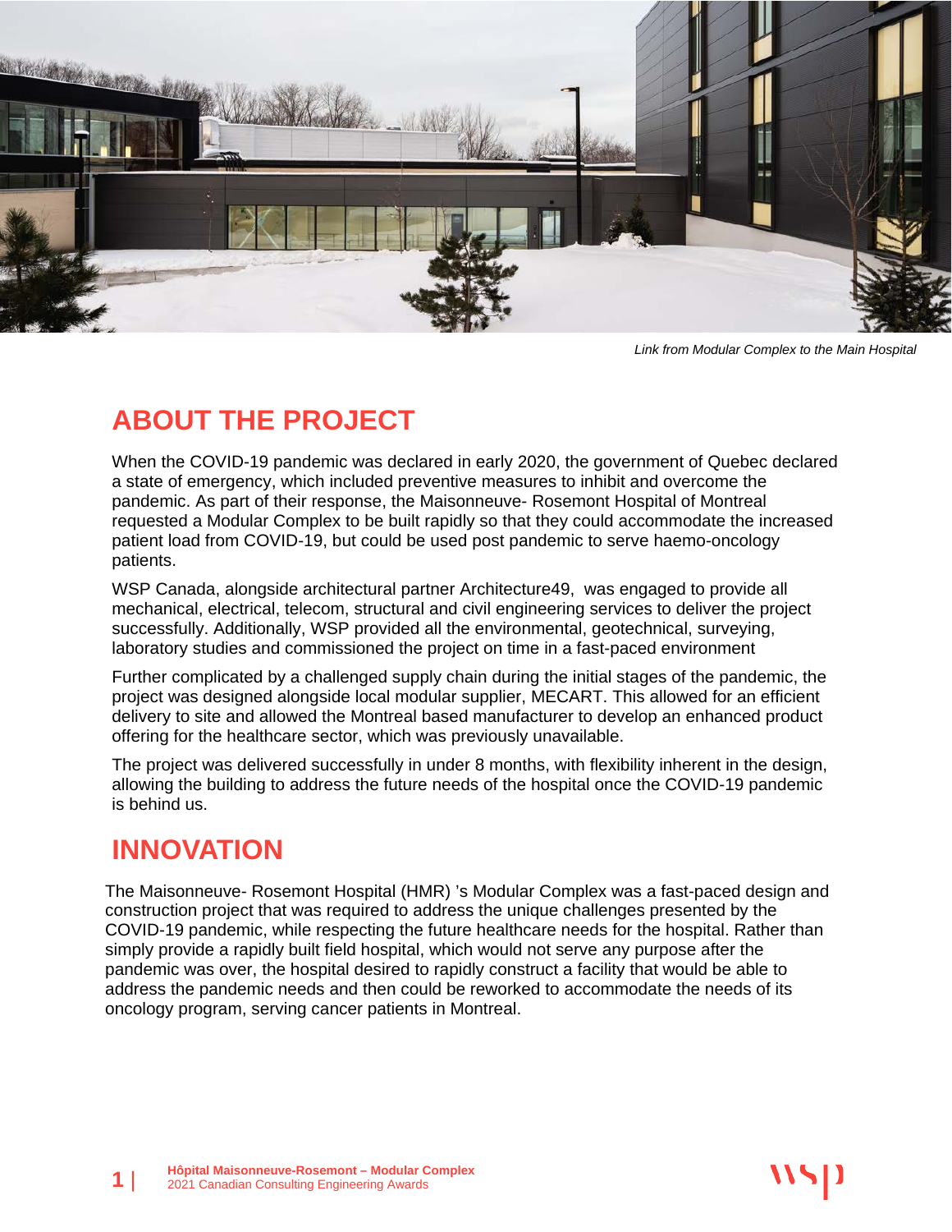*Link from Modular Complex to the Main Hospital*

## ABOUT THE PROJECT

When the COVID-19 pandemic was declared in early 2020, the government of Quebec declared a state of emergency, which included preventive measures to inhibit and overcome the pandemic. As part of their response, the Maisonneuve- Rosemont Hospital of Montreal requested a Modular Complex to be built rapidly so that they could accommodate the increased patient load from COVID-19, but could be used post pandemic to serve haemo-oncology patients.

WSP Canada, alongside architectural partner Architecture49, was engaged to provide all mechanical, electrical, telecom, structural and civil engineering services to deliver the project successfully. Additionally, WSP provided all the environmental, geotechnical, surveying, laboratory studies and commissioned the project on time in a fast-paced environment

Further complicated by a challenged supply chain during the initial stages of the pandemic, the project was designed alongside local modular supplier, MECART. This allowed for an efficient delivery to site and allowed the Montreal based manufacturer to develop an enhanced product offering for the healthcare sector, which was previously unavailable.

The project was delivered successfully in under 8 months, with flexibility inherent in the design, allowing the building to address the future needs of the hospital once the COVID-19 pandemic is behind us.

## INNOVATION

The Maisonneuve- Rosemont Hospital (HMR) 's Modular Complex was a fast-paced design and construction project that was required to address the unique challenges presented by the COVID-19 pandemic, while respecting the future healthcare needs for the hospital. Rather than simply provide a rapidly built field hospital, which would not serve any purpose after the pandemic was over, the hospital desired to rapidly construct a facility that would be able to address the pandemic needs and then could be reworked to accommodate the needs of its oncology program, serving cancer patients in Montreal.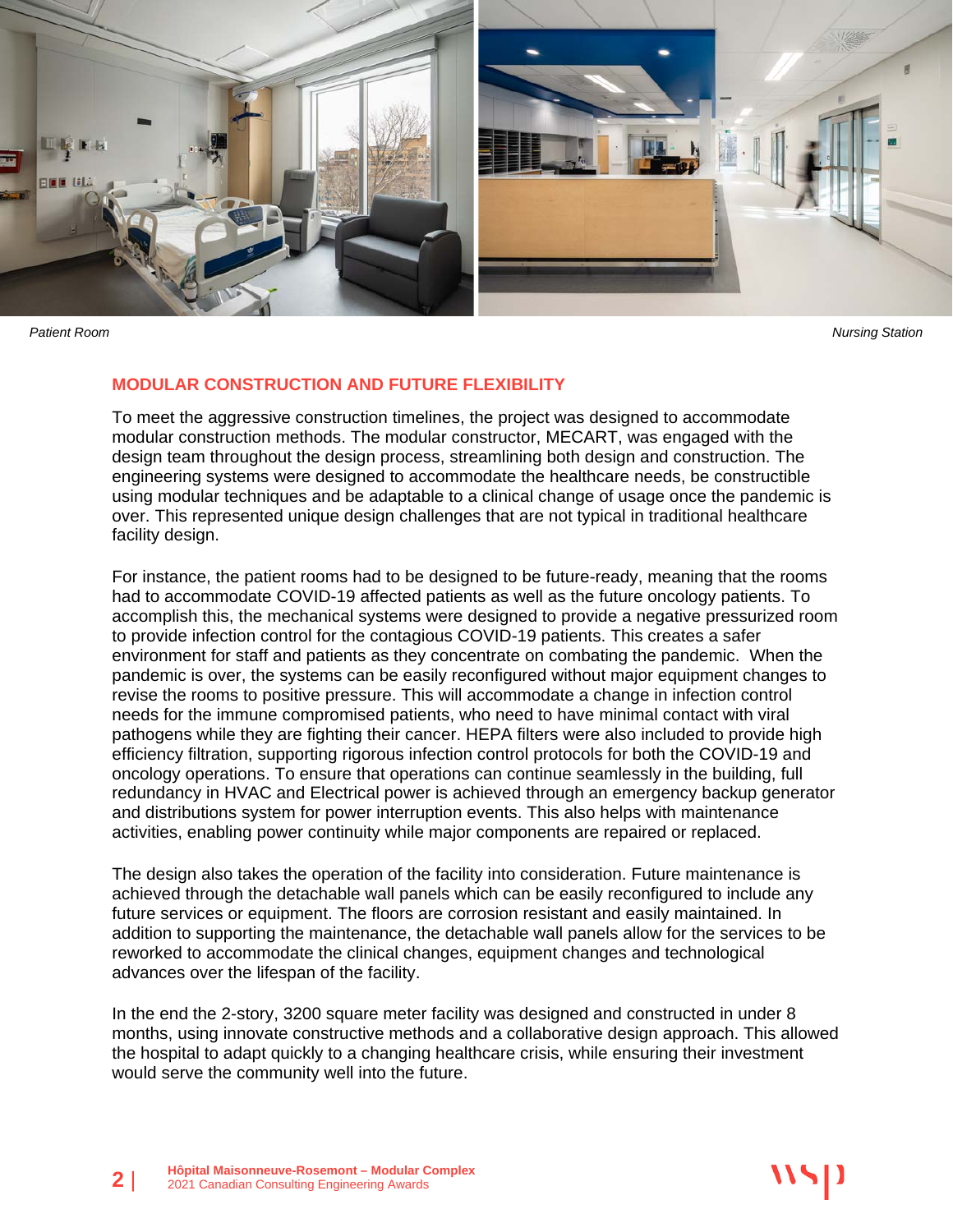*Patient Room*

*Nursing Station*

## MODULAR CONSTRUCTION AND FUTURE FLEXIBILITY

To meet the aggressive construction timelines, the project was designed to accommodate modular construction methods. The modular constructor, MECART, was engaged with the design team throughout the design process, streamlining both design and construction. The engineering systems were designed to accommodate the healthcare needs, be constructible using modular techniques and be adaptable to a clinical change of usage once the pandemic is over. This represented unique design challenges that are not typical in traditional healthcare facility design.

For instance, the patient rooms had to be designed to be future-ready, meaning that the rooms had to accommodate COVID-19 affected patients as well as the future oncology patients. To accomplish this, the mechanical systems were designed to provide a negative pressurized room to provide infection control for the contagious COVID-19 patients. This creates a safer environment for staff and patients as they concentrate on combating the pandemic. When the pandemic is over, the systems can be easily reconfigured without major equipment changes to revise the rooms to positive pressure. This will accommodate a change in infection control needs for the immune compromised patients, who need to have minimal contact with viral pathogens while they are fighting their cancer. HEPA filters were also included to provide high efficiency filtration, supporting rigorous infection control protocols for both the COVID-19 and oncology operations. To ensure that operations can continue seamlessly in the building, full redundancy in HVAC and Electrical power is achieved through an emergency backup generator and distributions system for power interruption events. This also helps with maintenance activities, enabling power continuity while major components are repaired or replaced.

The design also takes the operation of the facility into consideration. Future maintenance is achieved through the detachable wall panels which can be easily reconfigured to include any future services or equipment. The floors are corrosion resistant and easily maintained. In addition to supporting the maintenance, the detachable wall panels allow for the services to be reworked to accommodate the clinical changes, equipment changes and technological advances over the lifespan of the facility.

In the end the 2-story, 3200 square meter facility was designed and constructed in under 8 months, using innovate constructive methods and a collaborative design approach. This allowed the hospital to adapt quickly to a changing healthcare crisis, while ensuring their investment would serve the community well into the future.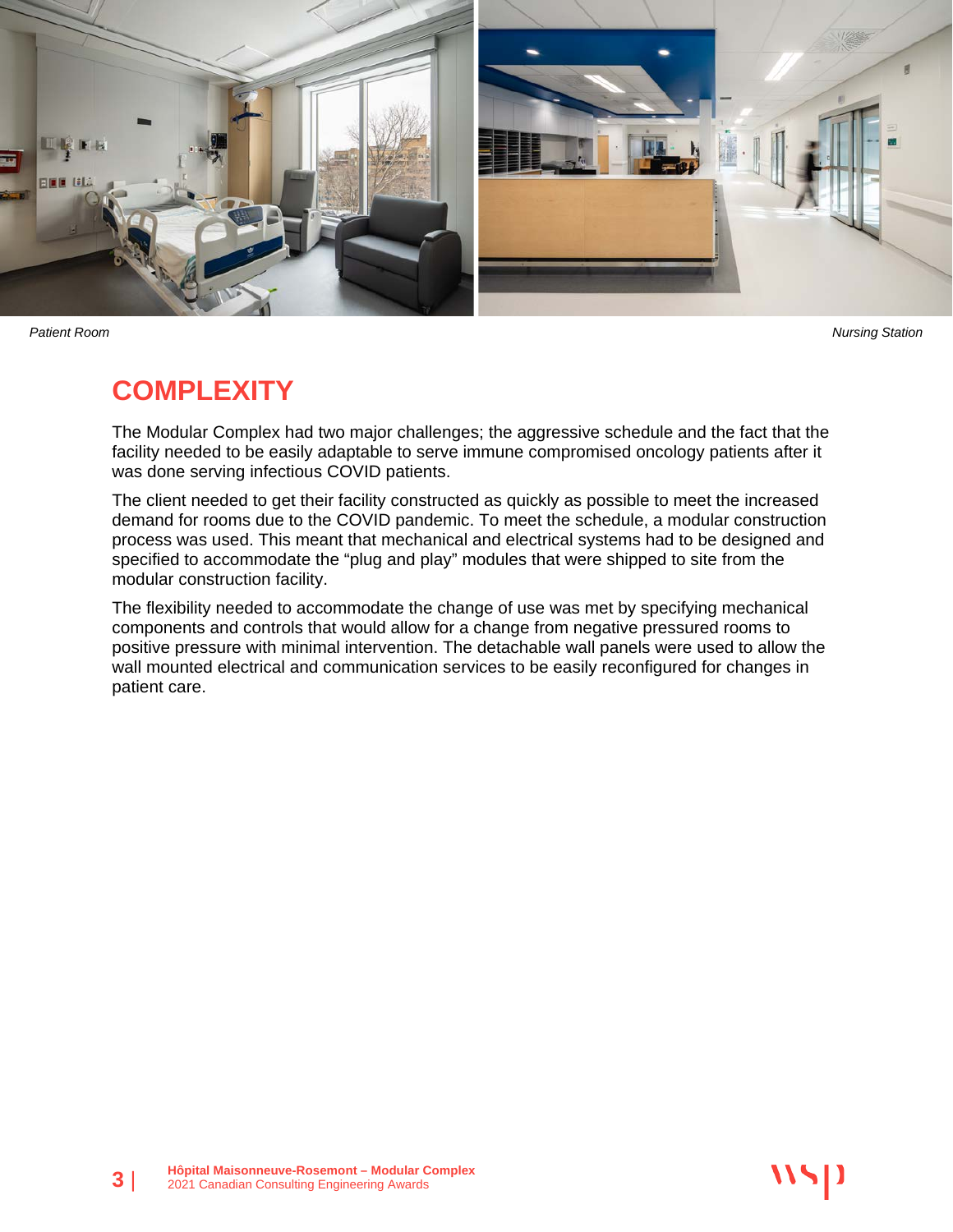Patient Room

Nursing Station

## COMPLEXITY

The Modular Complex had two major challenges; the aggressive schedule and the fact that the facility needed to be easily adaptable to serve immune compromised oncology patients after it was done serving infectious COVID patients.

The client needed to get their facility constructed as quickly as possible to meet the increased demand for rooms due to the COVID pandemic. To meet the schedule, a modular construction process was used. This meant that mechanical and electrical systems had to be designed and specified to accommodate the "plug and play" modules that were shipped to site from the modular construction facility.

The flexibility needed to accommodate the change of use was met by specifying mechanical components and controls that would allow for a change from negative pressured rooms to positive pressure with minimal intervention. The detachable wall panels were used to allow the wall mounted electrical and communication services to be easily reconfigured for changes in patient care.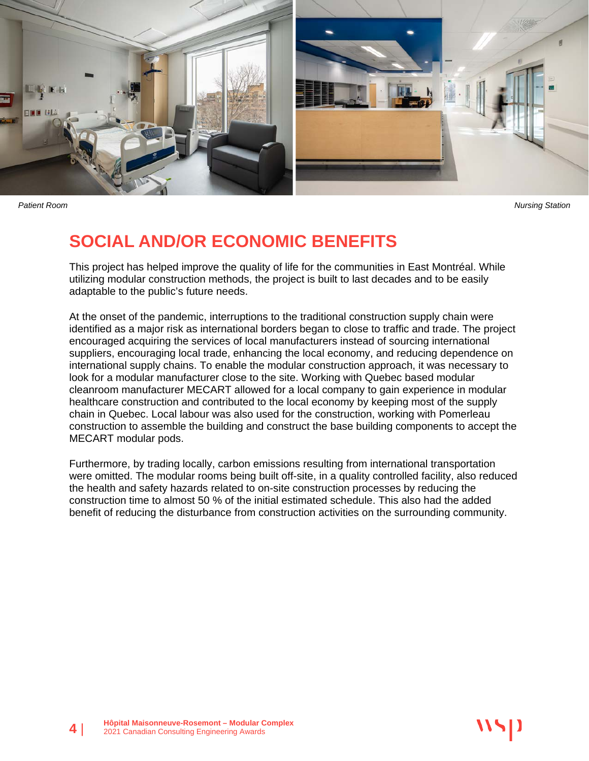Patient Room

Nursing Station

## SOCIAL AND/OR ECONOMIC BENEFITS

This project has helped improve the quality of life for the communities in East Montréal. While utilizing modular construction methods, the project is built to last decades and to be easily adaptable to the public's future needs.

At the onset of the pandemic, interruptions to the traditional construction supply chain were identified as a major risk as international borders began to close to traffic and trade. The project encouraged acquiring the services of local manufacturers instead of sourcing international suppliers, encouraging local trade, enhancing the local economy, and reducing dependence on international supply chains. To enable the modular construction approach, it was necessary to look for a modular manufacturer close to the site. Working with Quebec based modular cleanroom manufacturer MECART allowed for a local company to gain experience in modular healthcare construction and contributed to the local economy by keeping most of the supply chain in Quebec. Local labour was also used for the construction, working with Pomerleau construction to assemble the building and construct the base building components to accept the MECART modular pods.

Furthermore, by trading locally, carbon emissions resulting from international transportation were omitted. The modular rooms being built off-site, in a quality controlled facility, also reduced the health and safety hazards related to on-site construction processes by reducing the construction time to almost 50 % of the initial estimated schedule. This also had the added benefit of reducing the disturbance from construction activities on the surrounding community.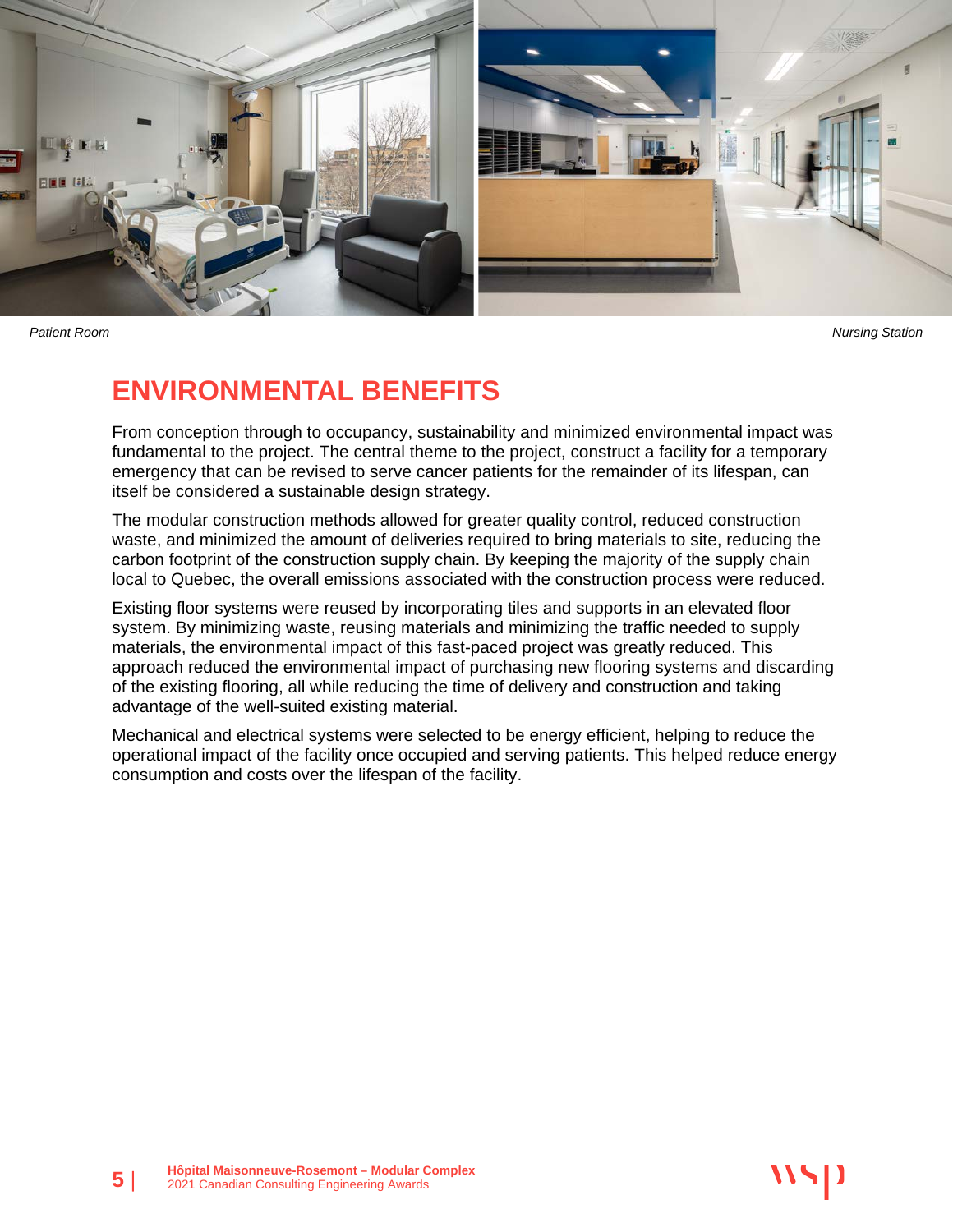*Patient Room*

*Nursing Station*

## ENVIRONMENTAL BENEFITS

From conception through to occupancy, sustainability and minimized environmental impact was fundamental to the project. The central theme to the project, construct a facility for a temporary emergency that can be revised to serve cancer patients for the remainder of its lifespan, can itself be considered a sustainable design strategy.

The modular construction methods allowed for greater quality control, reduced construction waste, and minimized the amount of deliveries required to bring materials to site, reducing the carbon footprint of the construction supply chain. By keeping the majority of the supply chain local to Quebec, the overall emissions associated with the construction process were reduced.

Existing floor systems were reused by incorporating tiles and supports in an elevated floor system. By minimizing waste, reusing materials and minimizing the traffic needed to supply materials, the environmental impact of this fast-paced project was greatly reduced. This approach reduced the environmental impact of purchasing new flooring systems and discarding of the existing flooring, all while reducing the time of delivery and construction and taking advantage of the well-suited existing material.

Mechanical and electrical systems were selected to be energy efficient, helping to reduce the operational impact of the facility once occupied and serving patients. This helped reduce energy consumption and costs over the lifespan of the facility.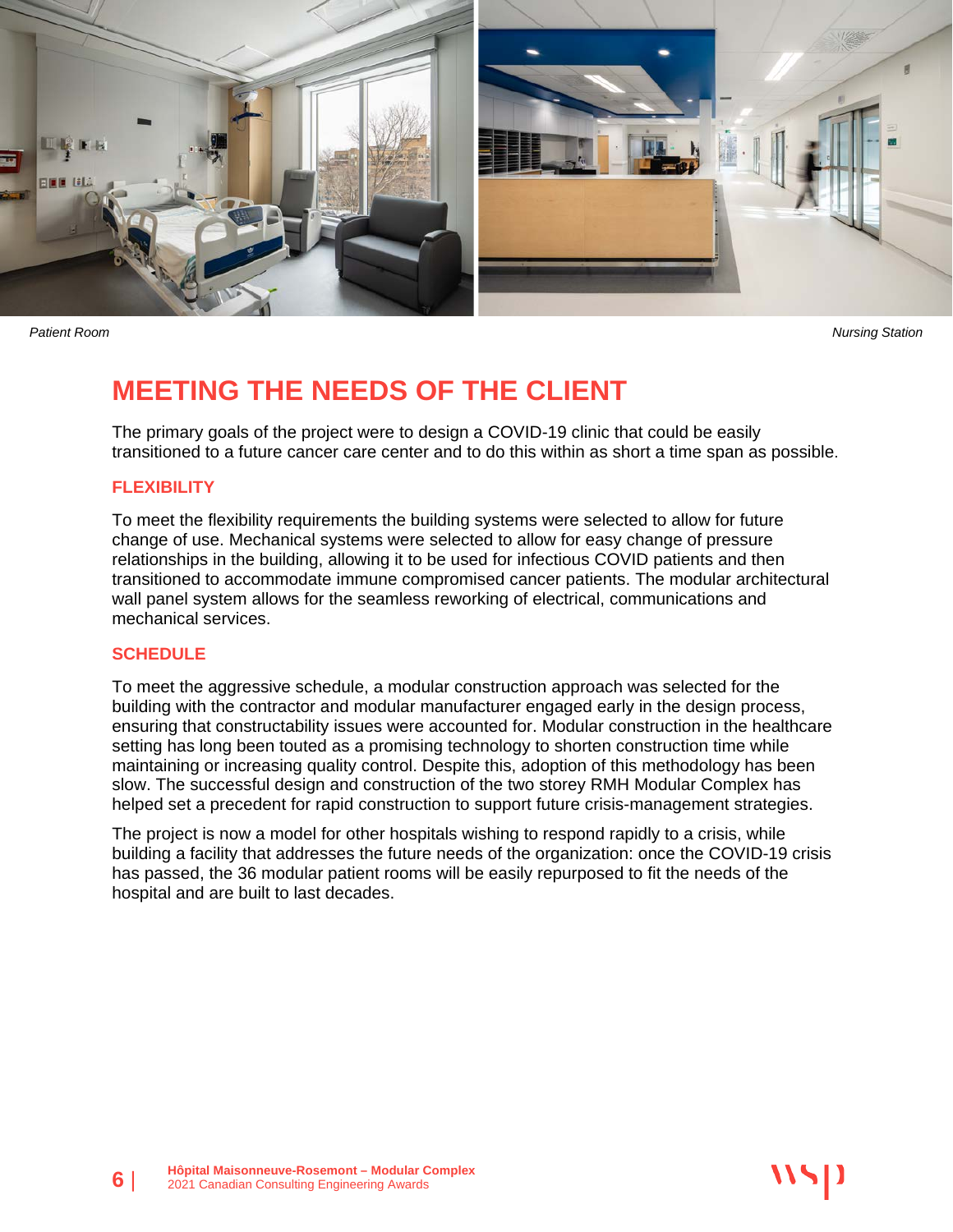*Patient Room*

*Nursing Station*

## MEETING THE NEEDS OF THE CLIENT

The primary goals of the project were to design a COVID-19 clinic that could be easily transitioned to a future cancer care center and to do this within as short a time span as possible.

### FLEXIBILITY

To meet the flexibility requirements the building systems were selected to allow for future change of use. Mechanical systems were selected to allow for easy change of pressure relationships in the building, allowing it to be used for infectious COVID patients and then transitioned to accommodate immune compromised cancer patients. The modular architectural wall panel system allows for the seamless reworking of electrical, communications and mechanical services.

### SCHEDULE

To meet the aggressive schedule, a modular construction approach was selected for the building with the contractor and modular manufacturer engaged early in the design process, ensuring that constructability issues were accounted for. Modular construction in the healthcare setting has long been touted as a promising technology to shorten construction time while maintaining or increasing quality control. Despite this, adoption of this methodology has been slow. The successful design and construction of the two storey RMH Modular Complex has helped set a precedent for rapid construction to support future crisis-management strategies.

The project is now a model for other hospitals wishing to respond rapidly to a crisis, while building a facility that addresses the future needs of the organization: once the COVID-19 crisis has passed, the 36 modular patient rooms will be easily repurposed to fit the needs of the hospital and are built to last decades.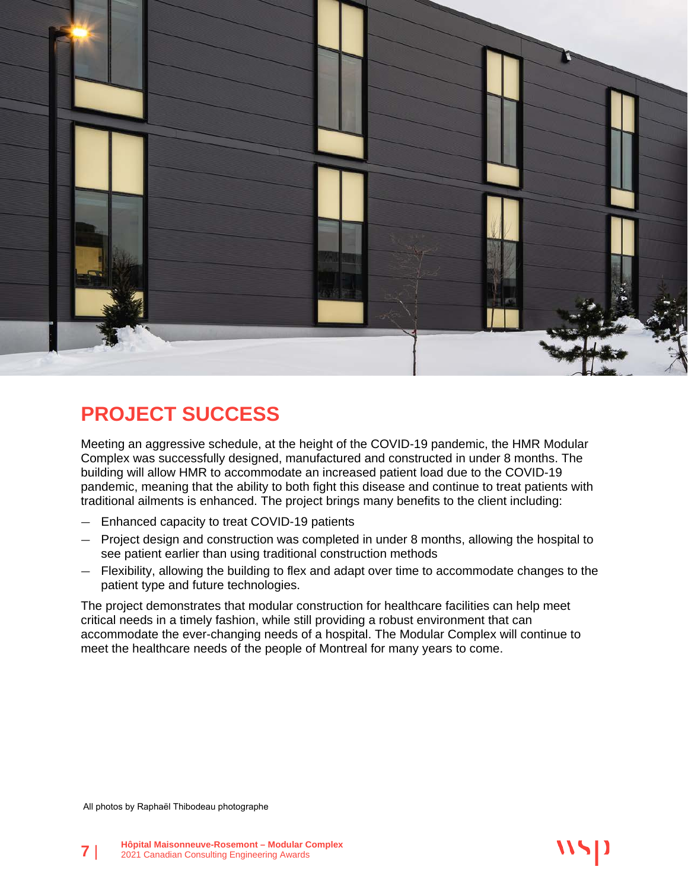## PROJECT SUCCESS

Meeting an aggressive schedule, at the height of the COVID-19 pandemic, the HMR Modular Complex was successfully designed, manufactured and constructed in under 8 months. The building will allow HMR to accommodate an increased patient load due to the COVID-19 pandemic, meaning that the ability to both fight this disease and continue to treat patients with traditional ailments is enhanced. The project brings many benefits to the client including:

- Enhanced capacity to treat COVID-19 patients
- Project design and construction was completed in under 8 months, allowing the hospital to see patient earlier than using traditional construction methods
- Flexibility, allowing the building to flex and adapt over time to accommodate changes to the patient type and future technologies.

The project demonstrates that modular construction for healthcare facilities can help meet critical needs in a timely fashion, while still providing a robust environment that can accommodate the ever-changing needs of a hospital. The Modular Complex will continue to meet the healthcare needs of the people of Montreal for many years to come.

All photos by Raphaël Thibodeau photographe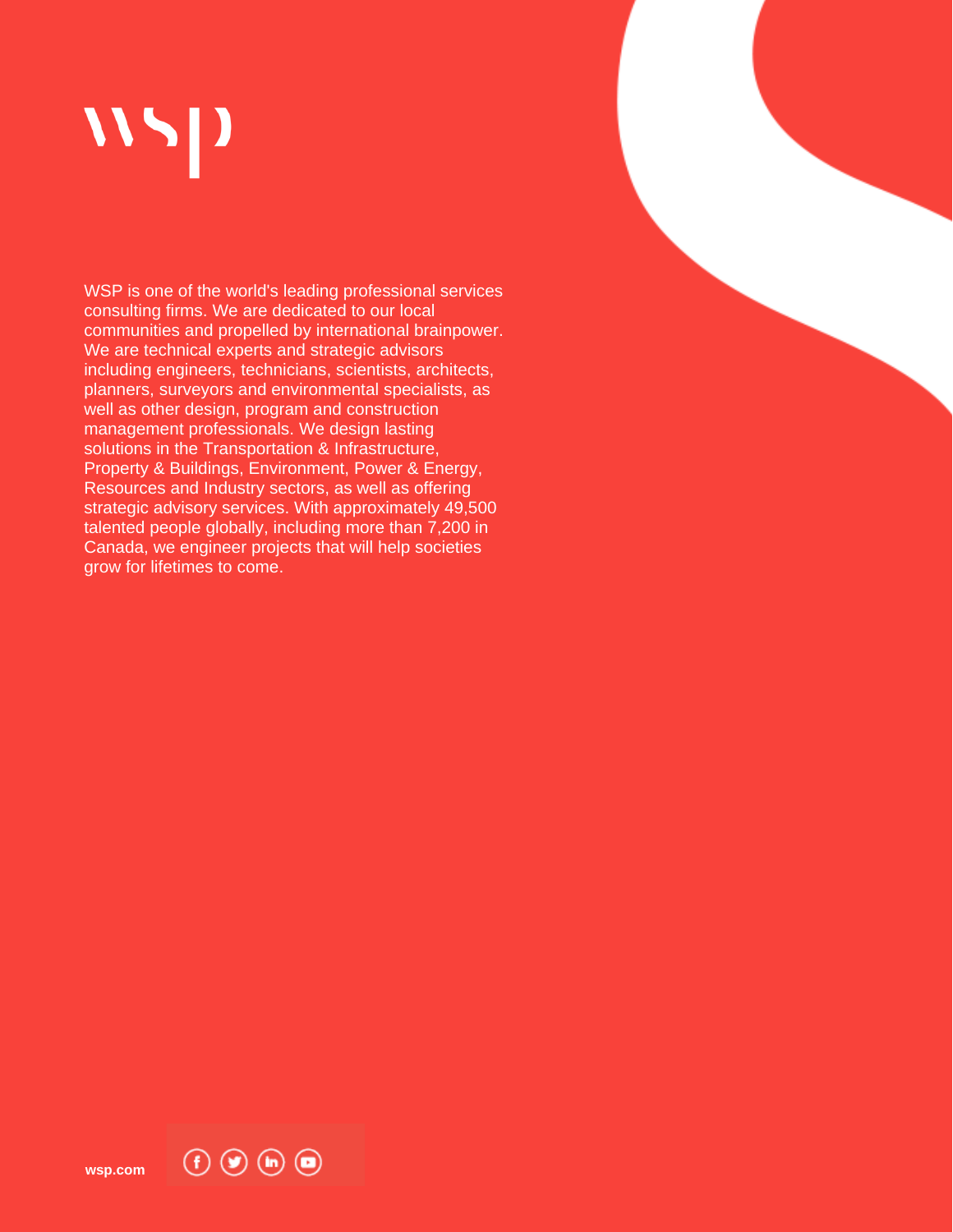WSP is one of the world's leading professional services consulting firms. We are dedicated to our local communities and propelled by international brainpower. We are technical experts and strategic advisors including engineers, technicians, scientists, architects, planners, surveyors and environmental specialists, as well as other design, program and construction management professionals. We design lasting solutions in the Transportation & Infrastructure, Property & Buildings, Environment, Power & Energy, Resources and Industry sectors, as well as offering strategic advisory services. With approximately 49,500 talented people globally, including more than 7,200 in Canada, we engineer projects that will help societies grow for lifetimes to come.

**wsp.com**